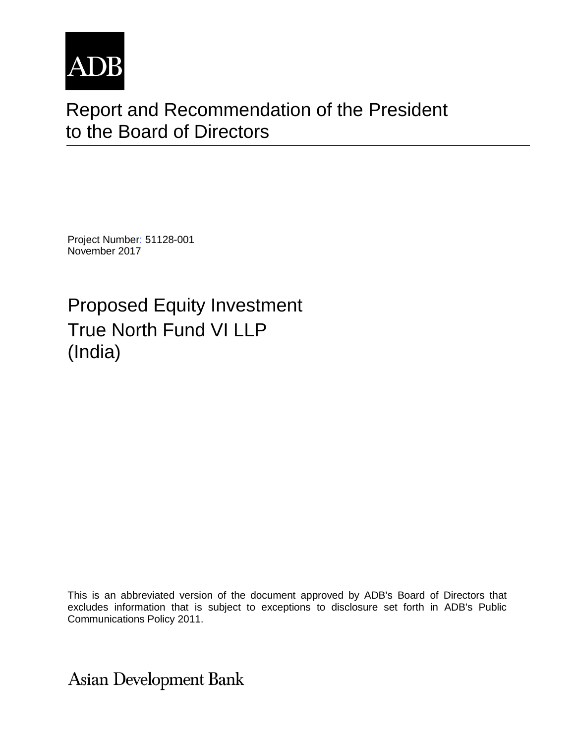ADB

# Report and Recommendation of the President to the Board of Directors

Project Number: 51128-001
November 2017

## Proposed Equity Investment
## True North Fund VI LLP
## (India)

This is an abbreviated version of the document approved by ADB's Board of Directors that excludes information that is subject to exceptions to disclosure set forth in ADB's Public Communications Policy 2011.

Asian Development Bank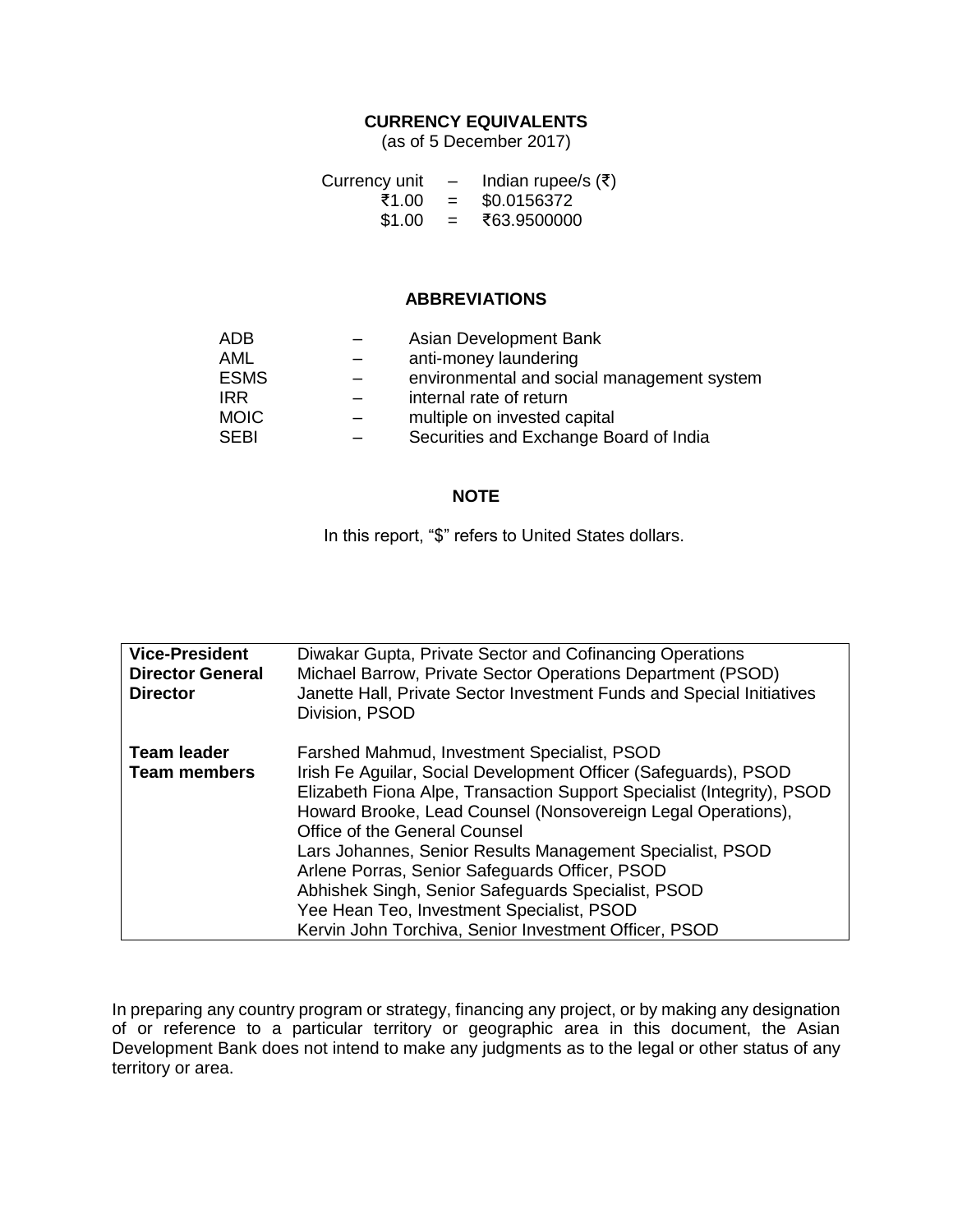## CURRENCY EQUIVALENTS

(as of 5 December 2017)

| | | |
|---|---|---|
| Currency unit | – | Indian rupee/s (₹) |
| ₹1.00 | = | $0.0156372 |
| $1.00 | = | ₹63.9500000 |

## ABBREVIATIONS

| | | |
|---|---|---|
| ADB | – | Asian Development Bank |
| AML | – | anti-money laundering |
| ESMS | – | environmental and social management system |
| IRR | – | internal rate of return |
| MOIC | – | multiple on invested capital |
| SEBI | – | Securities and Exchange Board of India |

## NOTE

In this report, "$" refers to United States dollars.

| | |
|---|---|
| **Vice-President** | Diwakar Gupta, Private Sector and Cofinancing Operations |
| **Director General** | Michael Barrow, Private Sector Operations Department (PSOD) |
| **Director** | Janette Hall, Private Sector Investment Funds and Special Initiatives Division, PSOD |
| | |
| **Team leader** | Farshed Mahmud, Investment Specialist, PSOD |
| **Team members** | Irish Fe Aguilar, Social Development Officer (Safeguards), PSOD |
| | Elizabeth Fiona Alpe, Transaction Support Specialist (Integrity), PSOD |
| | Howard Brooke, Lead Counsel (Nonsovereign Legal Operations), Office of the General Counsel |
| | Lars Johannes, Senior Results Management Specialist, PSOD |
| | Arlene Porras, Senior Safeguards Officer, PSOD |
| | Abhishek Singh, Senior Safeguards Specialist, PSOD |
| | Yee Hean Teo, Investment Specialist, PSOD |
| | Kervin John Torchiva, Senior Investment Officer, PSOD |

In preparing any country program or strategy, financing any project, or by making any designation of or reference to a particular territory or geographic area in this document, the Asian Development Bank does not intend to make any judgments as to the legal or other status of any territory or area.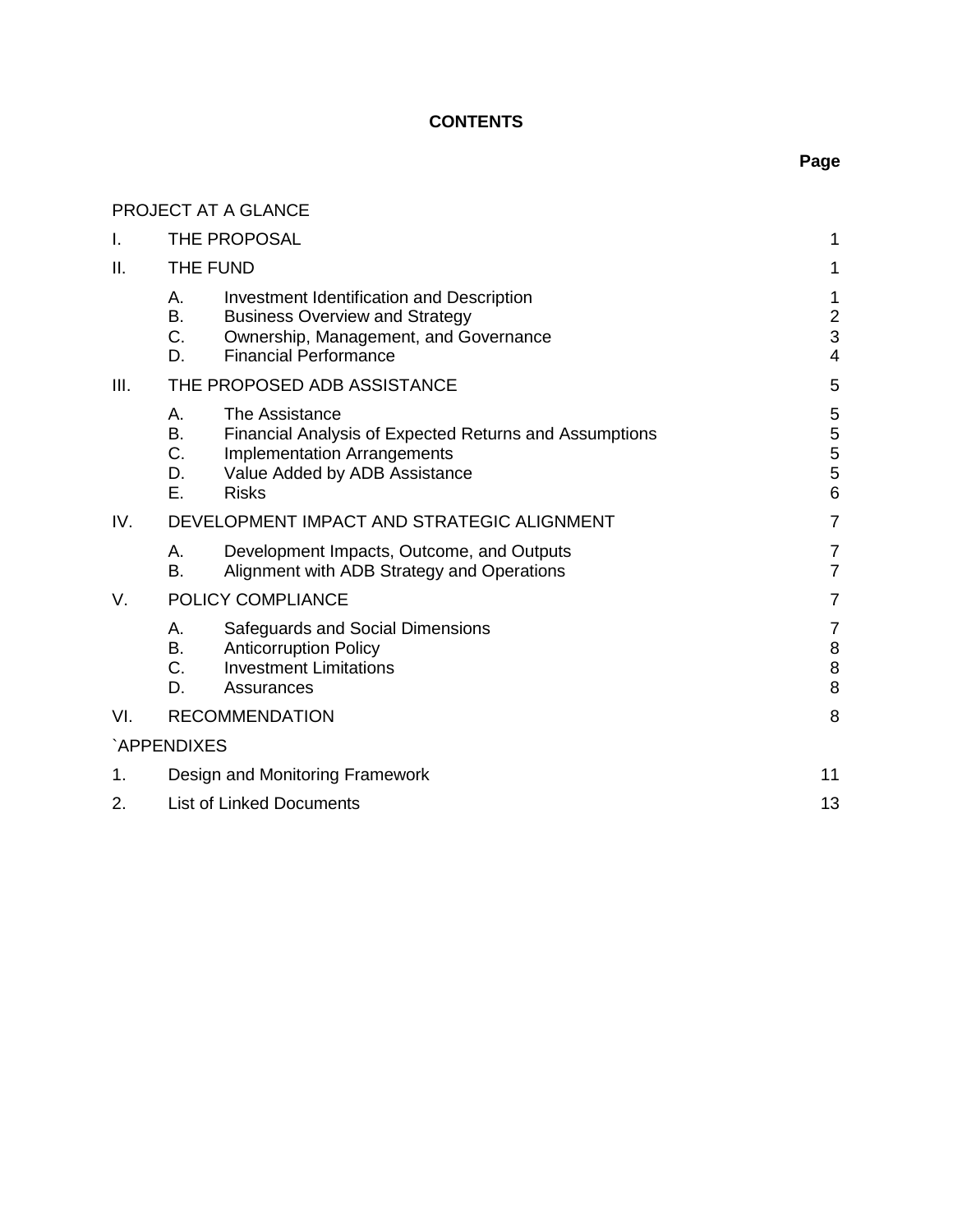# CONTENTS

| | | Page |
|---|---|---|
| PROJECT AT A GLANCE | | |
| I. | THE PROPOSAL | 1 |
| II. | THE FUND | 1 |
| | A. Investment Identification and Description | 1 |
| | B. Business Overview and Strategy | 2 |
| | C. Ownership, Management, and Governance | 3 |
| | D. Financial Performance | 4 |
| III. | THE PROPOSED ADB ASSISTANCE | 5 |
| | A. The Assistance | 5 |
| | B. Financial Analysis of Expected Returns and Assumptions | 5 |
| | C. Implementation Arrangements | 5 |
| | D. Value Added by ADB Assistance | 5 |
| | E. Risks | 6 |
| IV. | DEVELOPMENT IMPACT AND STRATEGIC ALIGNMENT | 7 |
| | A. Development Impacts, Outcome, and Outputs | 7 |
| | B. Alignment with ADB Strategy and Operations | 7 |
| V. | POLICY COMPLIANCE | 7 |
| | A. Safeguards and Social Dimensions | 7 |
| | B. Anticorruption Policy | 8 |
| | C. Investment Limitations | 8 |
| | D. Assurances | 8 |
| VI. | RECOMMENDATION | 8 |
| `APPENDIXES | | |
| 1. | Design and Monitoring Framework | 11 |
| 2. | List of Linked Documents | 13 |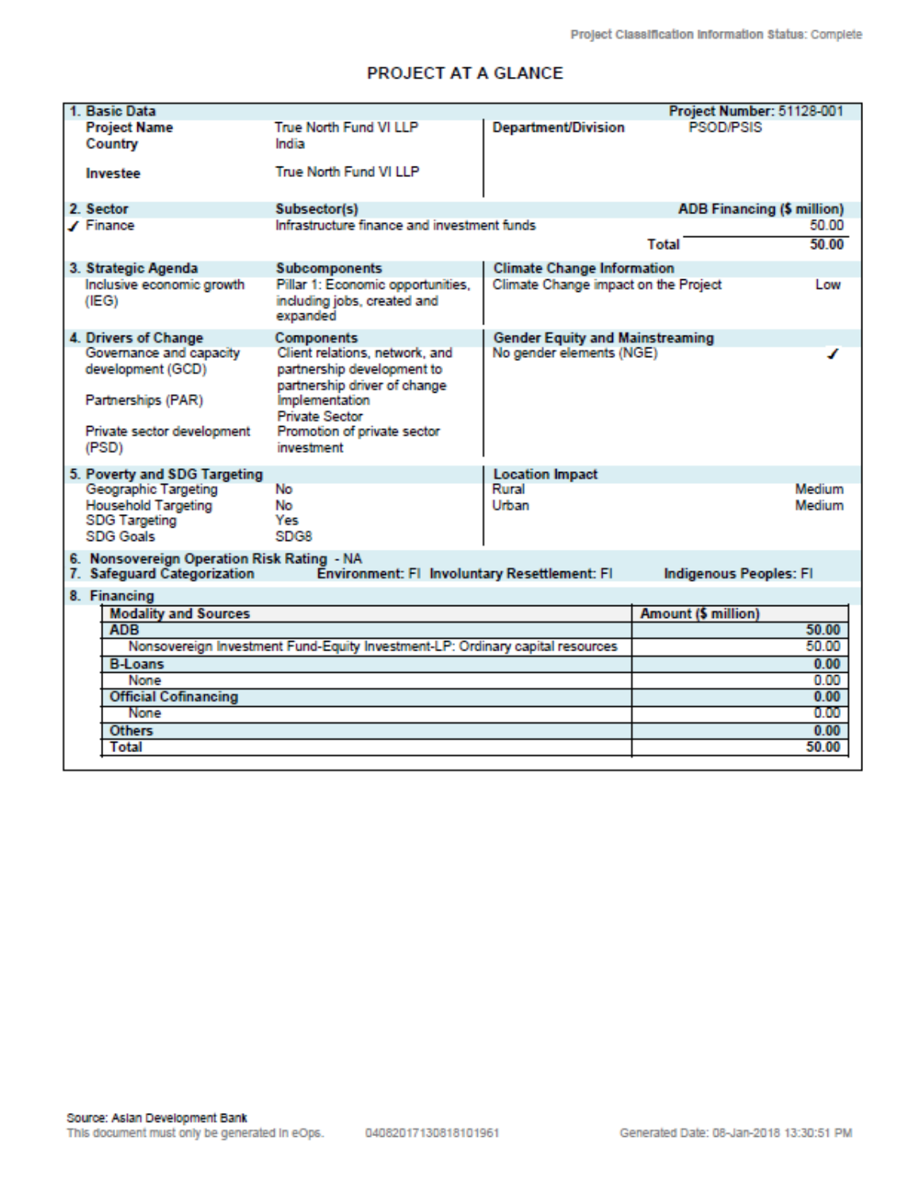Project Classification Information Status: Complete

# PROJECT AT A GLANCE

| 1. Basic Data | | | Project Number: 51128-001 |
|---|---|---|---|
| Project Name | True North Fund VI LLP | Department/Division | PSOD/PSIS |
| Country | India | | |
| Investee | True North Fund VI LLP | | |

| 2. Sector | Subsector(s) | ADB Financing ($ million) |
|---|---|---|
| ✓ Finance | Infrastructure finance and investment funds | 50.00 |
| | Total | 50.00 |

| 3. Strategic Agenda | Subcomponents | Climate Change Information | |
|---|---|---|---|
| Inclusive economic growth (IEG) | Pillar 1: Economic opportunities, including jobs, created and expanded | Climate Change impact on the Project | Low |

| 4. Drivers of Change | Components | Gender Equity and Mainstreaming | |
|---|---|---|---|
| Governance and capacity development (GCD) | Client relations, network, and partnership development to partnership driver of change | No gender elements (NGE) | ✓ |
| Partnerships (PAR) | Implementation | | |
| | Private Sector | | |
| Private sector development (PSD) | Promotion of private sector investment | | |

| 5. Poverty and SDG Targeting | | Location Impact | |
|---|---|---|---|
| Geographic Targeting | No | Rural | Medium |
| Household Targeting | No | Urban | Medium |
| SDG Targeting | Yes | | |
| SDG Goals | SDG8 | | |

6. Nonsovereign Operation Risk Rating - NA

7. Safeguard Categorization — Environment: FI Involuntary Resettlement: FI Indigenous Peoples: FI

8. Financing

| Modality and Sources | Amount ($ million) |
|---|---|
| **ADB** | **50.00** |
| Nonsovereign Investment Fund-Equity Investment-LP: Ordinary capital resources | 50.00 |
| **B-Loans** | **0.00** |
| None | 0.00 |
| **Official Cofinancing** | **0.00** |
| None | 0.00 |
| **Others** | **0.00** |
| **Total** | **50.00** |

Source: Asian Development Bank

This document must only be generated in eOps. 04082017130818101961 Generated Date: 08-Jan-2018 13:30:51 PM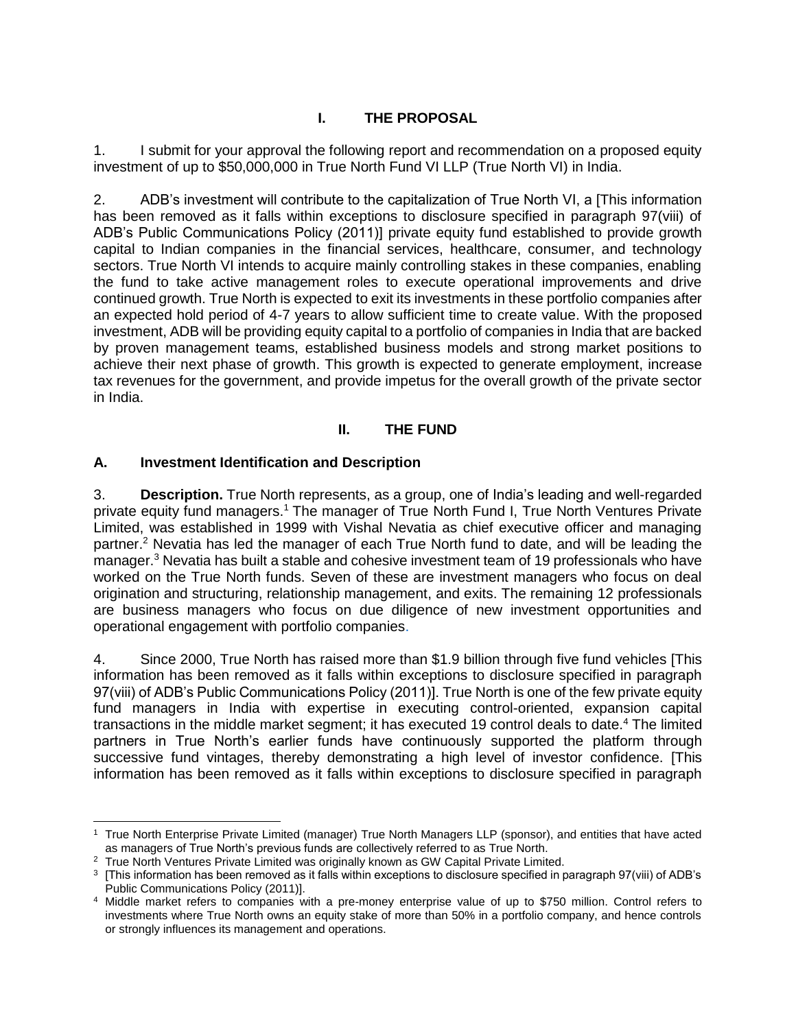# I. THE PROPOSAL

1. I submit for your approval the following report and recommendation on a proposed equity investment of up to $50,000,000 in True North Fund VI LLP (True North VI) in India.

2. ADB's investment will contribute to the capitalization of True North VI, a [This information has been removed as it falls within exceptions to disclosure specified in paragraph 97(viii) of ADB's Public Communications Policy (2011)] private equity fund established to provide growth capital to Indian companies in the financial services, healthcare, consumer, and technology sectors. True North VI intends to acquire mainly controlling stakes in these companies, enabling the fund to take active management roles to execute operational improvements and drive continued growth. True North is expected to exit its investments in these portfolio companies after an expected hold period of 4-7 years to allow sufficient time to create value. With the proposed investment, ADB will be providing equity capital to a portfolio of companies in India that are backed by proven management teams, established business models and strong market positions to achieve their next phase of growth. This growth is expected to generate employment, increase tax revenues for the government, and provide impetus for the overall growth of the private sector in India.

# II. THE FUND

## A. Investment Identification and Description

3. **Description.** True North represents, as a group, one of India's leading and well-regarded private equity fund managers.[1] The manager of True North Fund I, True North Ventures Private Limited, was established in 1999 with Vishal Nevatia as chief executive officer and managing partner.[2] Nevatia has led the manager of each True North fund to date, and will be leading the manager.[3] Nevatia has built a stable and cohesive investment team of 19 professionals who have worked on the True North funds. Seven of these are investment managers who focus on deal origination and structuring, relationship management, and exits. The remaining 12 professionals are business managers who focus on due diligence of new investment opportunities and operational engagement with portfolio companies.

4. Since 2000, True North has raised more than $1.9 billion through five fund vehicles [This information has been removed as it falls within exceptions to disclosure specified in paragraph 97(viii) of ADB's Public Communications Policy (2011)]. True North is one of the few private equity fund managers in India with expertise in executing control-oriented, expansion capital transactions in the middle market segment; it has executed 19 control deals to date.[4] The limited partners in True North's earlier funds have continuously supported the platform through successive fund vintages, thereby demonstrating a high level of investor confidence. [This information has been removed as it falls within exceptions to disclosure specified in paragraph

---

[1] True North Enterprise Private Limited (manager) True North Managers LLP (sponsor), and entities that have acted as managers of True North's previous funds are collectively referred to as True North.

[2] True North Ventures Private Limited was originally known as GW Capital Private Limited.

[3] [This information has been removed as it falls within exceptions to disclosure specified in paragraph 97(viii) of ADB's Public Communications Policy (2011)].

[4] Middle market refers to companies with a pre-money enterprise value of up to $750 million. Control refers to investments where True North owns an equity stake of more than 50% in a portfolio company, and hence controls or strongly influences its management and operations.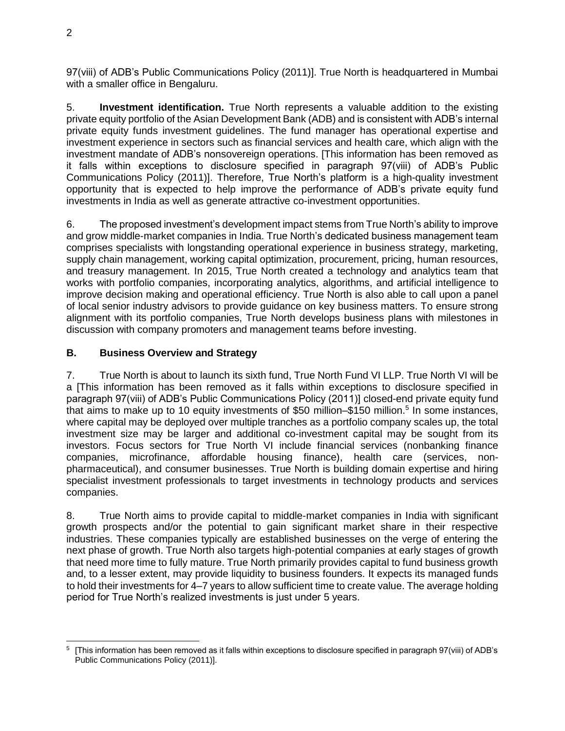97(viii) of ADB's Public Communications Policy (2011)]. True North is headquartered in Mumbai with a smaller office in Bengaluru.

5. **Investment identification.** True North represents a valuable addition to the existing private equity portfolio of the Asian Development Bank (ADB) and is consistent with ADB's internal private equity funds investment guidelines. The fund manager has operational expertise and investment experience in sectors such as financial services and health care, which align with the investment mandate of ADB's nonsovereign operations. [This information has been removed as it falls within exceptions to disclosure specified in paragraph 97(viii) of ADB's Public Communications Policy (2011)]. Therefore, True North's platform is a high-quality investment opportunity that is expected to help improve the performance of ADB's private equity fund investments in India as well as generate attractive co-investment opportunities.

6. The proposed investment's development impact stems from True North's ability to improve and grow middle-market companies in India. True North's dedicated business management team comprises specialists with longstanding operational experience in business strategy, marketing, supply chain management, working capital optimization, procurement, pricing, human resources, and treasury management. In 2015, True North created a technology and analytics team that works with portfolio companies, incorporating analytics, algorithms, and artificial intelligence to improve decision making and operational efficiency. True North is also able to call upon a panel of local senior industry advisors to provide guidance on key business matters. To ensure strong alignment with its portfolio companies, True North develops business plans with milestones in discussion with company promoters and management teams before investing.

## B. Business Overview and Strategy

7. True North is about to launch its sixth fund, True North Fund VI LLP. True North VI will be a [This information has been removed as it falls within exceptions to disclosure specified in paragraph 97(viii) of ADB's Public Communications Policy (2011)] closed-end private equity fund that aims to make up to 10 equity investments of $50 million–$150 million.[5] In some instances, where capital may be deployed over multiple tranches as a portfolio company scales up, the total investment size may be larger and additional co-investment capital may be sought from its investors. Focus sectors for True North VI include financial services (nonbanking finance companies, microfinance, affordable housing finance), health care (services, non-pharmaceutical), and consumer businesses. True North is building domain expertise and hiring specialist investment professionals to target investments in technology products and services companies.

8. True North aims to provide capital to middle-market companies in India with significant growth prospects and/or the potential to gain significant market share in their respective industries. These companies typically are established businesses on the verge of entering the next phase of growth. True North also targets high-potential companies at early stages of growth that need more time to fully mature. True North primarily provides capital to fund business growth and, to a lesser extent, may provide liquidity to business founders. It expects its managed funds to hold their investments for 4–7 years to allow sufficient time to create value. The average holding period for True North's realized investments is just under 5 years.

[5] [This information has been removed as it falls within exceptions to disclosure specified in paragraph 97(viii) of ADB's Public Communications Policy (2011)].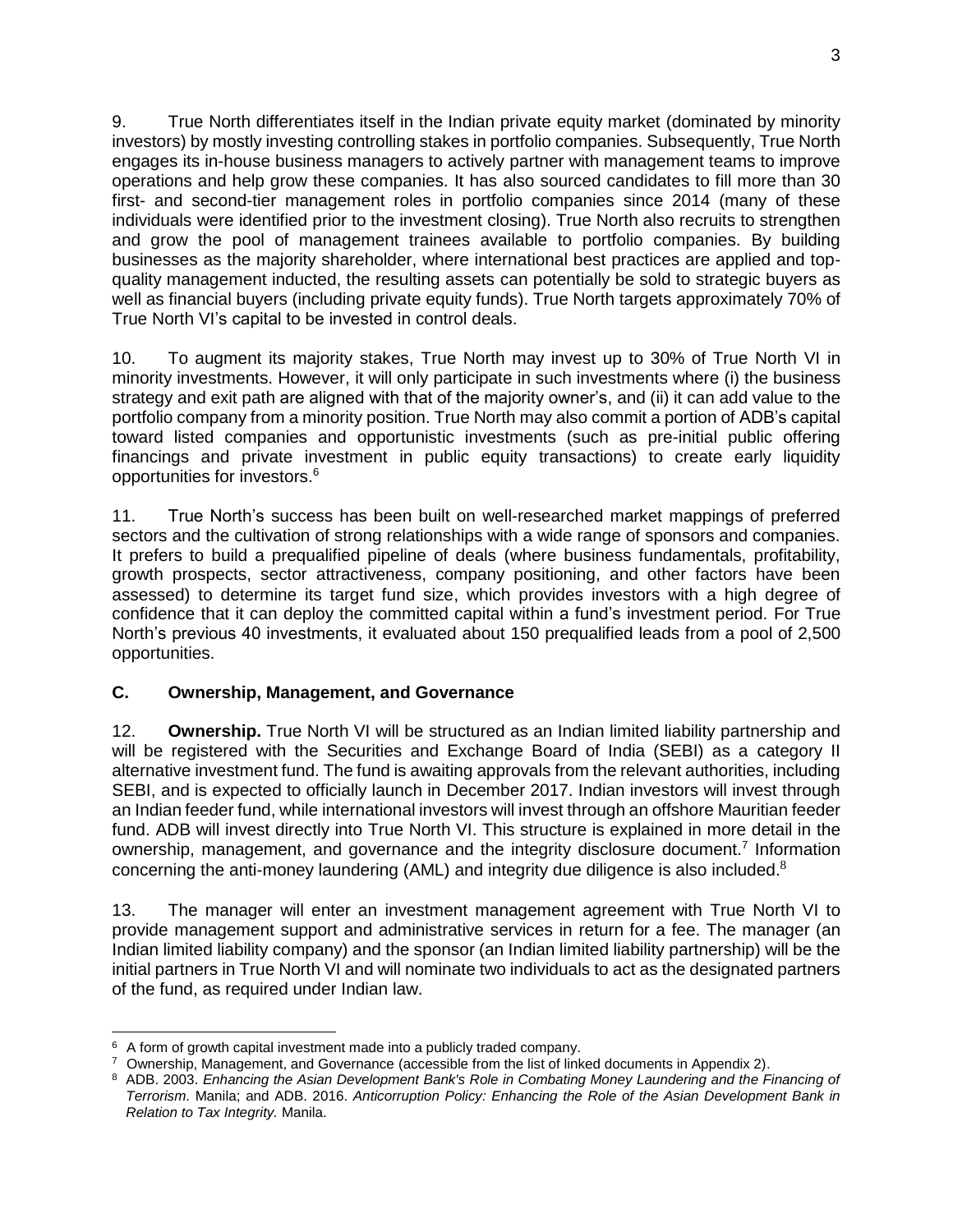9. True North differentiates itself in the Indian private equity market (dominated by minority investors) by mostly investing controlling stakes in portfolio companies. Subsequently, True North engages its in-house business managers to actively partner with management teams to improve operations and help grow these companies. It has also sourced candidates to fill more than 30 first- and second-tier management roles in portfolio companies since 2014 (many of these individuals were identified prior to the investment closing). True North also recruits to strengthen and grow the pool of management trainees available to portfolio companies. By building businesses as the majority shareholder, where international best practices are applied and top-quality management inducted, the resulting assets can potentially be sold to strategic buyers as well as financial buyers (including private equity funds). True North targets approximately 70% of True North VI's capital to be invested in control deals.

10. To augment its majority stakes, True North may invest up to 30% of True North VI in minority investments. However, it will only participate in such investments where (i) the business strategy and exit path are aligned with that of the majority owner's, and (ii) it can add value to the portfolio company from a minority position. True North may also commit a portion of ADB's capital toward listed companies and opportunistic investments (such as pre-initial public offering financings and private investment in public equity transactions) to create early liquidity opportunities for investors.[6]

11. True North's success has been built on well-researched market mappings of preferred sectors and the cultivation of strong relationships with a wide range of sponsors and companies. It prefers to build a prequalified pipeline of deals (where business fundamentals, profitability, growth prospects, sector attractiveness, company positioning, and other factors have been assessed) to determine its target fund size, which provides investors with a high degree of confidence that it can deploy the committed capital within a fund's investment period. For True North's previous 40 investments, it evaluated about 150 prequalified leads from a pool of 2,500 opportunities.

### C. Ownership, Management, and Governance

12. **Ownership.** True North VI will be structured as an Indian limited liability partnership and will be registered with the Securities and Exchange Board of India (SEBI) as a category II alternative investment fund. The fund is awaiting approvals from the relevant authorities, including SEBI, and is expected to officially launch in December 2017. Indian investors will invest through an Indian feeder fund, while international investors will invest through an offshore Mauritian feeder fund. ADB will invest directly into True North VI. This structure is explained in more detail in the ownership, management, and governance and the integrity disclosure document.[7] Information concerning the anti-money laundering (AML) and integrity due diligence is also included.[8]

13. The manager will enter an investment management agreement with True North VI to provide management support and administrative services in return for a fee. The manager (an Indian limited liability company) and the sponsor (an Indian limited liability partnership) will be the initial partners in True North VI and will nominate two individuals to act as the designated partners of the fund, as required under Indian law.

---

[6] A form of growth capital investment made into a publicly traded company.

[7] Ownership, Management, and Governance (accessible from the list of linked documents in Appendix 2).

[8] ADB. 2003. *Enhancing the Asian Development Bank's Role in Combating Money Laundering and the Financing of Terrorism*. Manila; and ADB. 2016. *Anticorruption Policy: Enhancing the Role of the Asian Development Bank in Relation to Tax Integrity.* Manila.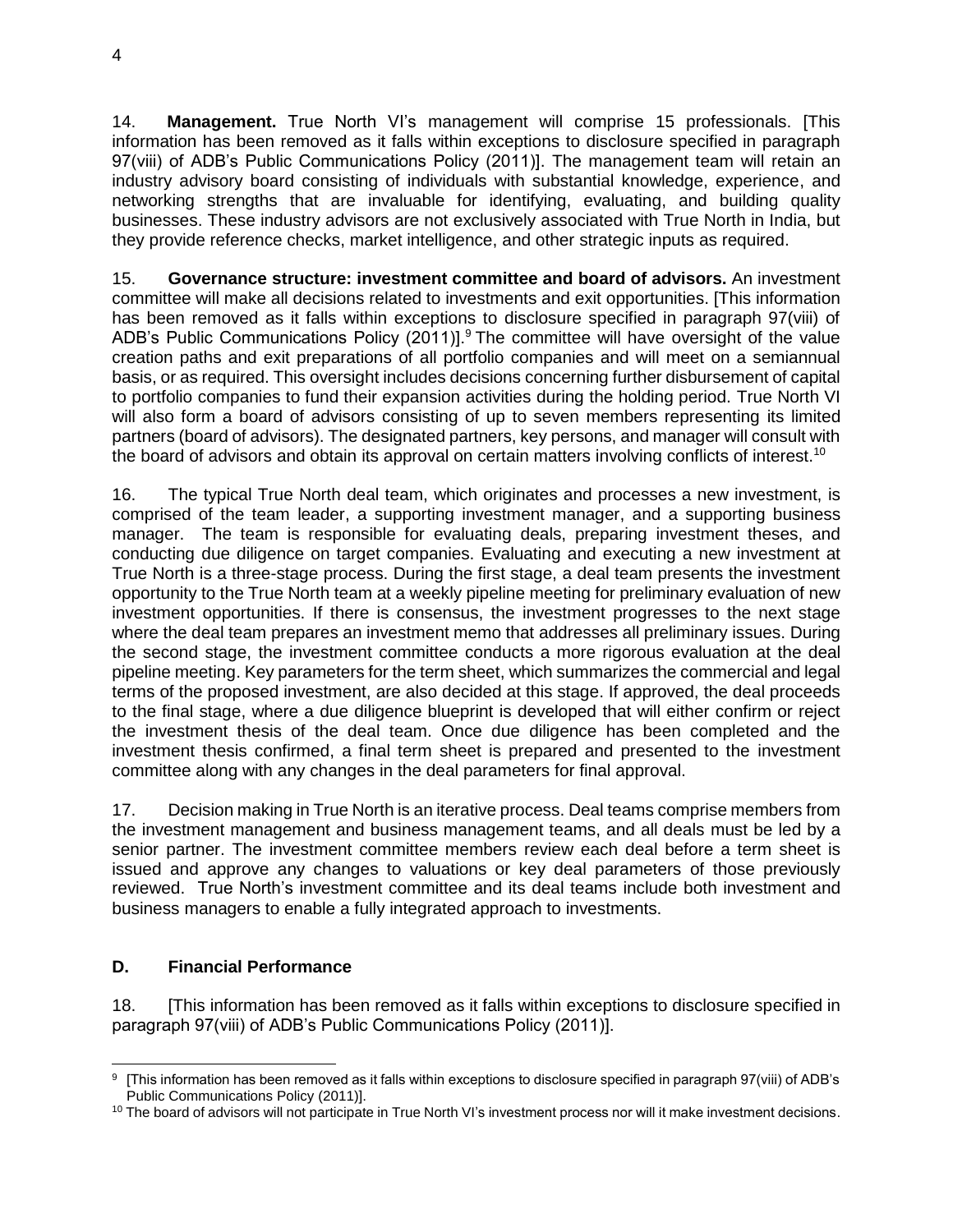14. **Management.** True North VI's management will comprise 15 professionals. [This information has been removed as it falls within exceptions to disclosure specified in paragraph 97(viii) of ADB's Public Communications Policy (2011)]. The management team will retain an industry advisory board consisting of individuals with substantial knowledge, experience, and networking strengths that are invaluable for identifying, evaluating, and building quality businesses. These industry advisors are not exclusively associated with True North in India, but they provide reference checks, market intelligence, and other strategic inputs as required.

15. **Governance structure: investment committee and board of advisors.** An investment committee will make all decisions related to investments and exit opportunities. [This information has been removed as it falls within exceptions to disclosure specified in paragraph 97(viii) of ADB's Public Communications Policy (2011)].[9] The committee will have oversight of the value creation paths and exit preparations of all portfolio companies and will meet on a semiannual basis, or as required. This oversight includes decisions concerning further disbursement of capital to portfolio companies to fund their expansion activities during the holding period. True North VI will also form a board of advisors consisting of up to seven members representing its limited partners (board of advisors). The designated partners, key persons, and manager will consult with the board of advisors and obtain its approval on certain matters involving conflicts of interest.[10]

16. The typical True North deal team, which originates and processes a new investment, is comprised of the team leader, a supporting investment manager, and a supporting business manager. The team is responsible for evaluating deals, preparing investment theses, and conducting due diligence on target companies. Evaluating and executing a new investment at True North is a three-stage process. During the first stage, a deal team presents the investment opportunity to the True North team at a weekly pipeline meeting for preliminary evaluation of new investment opportunities. If there is consensus, the investment progresses to the next stage where the deal team prepares an investment memo that addresses all preliminary issues. During the second stage, the investment committee conducts a more rigorous evaluation at the deal pipeline meeting. Key parameters for the term sheet, which summarizes the commercial and legal terms of the proposed investment, are also decided at this stage. If approved, the deal proceeds to the final stage, where a due diligence blueprint is developed that will either confirm or reject the investment thesis of the deal team. Once due diligence has been completed and the investment thesis confirmed, a final term sheet is prepared and presented to the investment committee along with any changes in the deal parameters for final approval.

17. Decision making in True North is an iterative process. Deal teams comprise members from the investment management and business management teams, and all deals must be led by a senior partner. The investment committee members review each deal before a term sheet is issued and approve any changes to valuations or key deal parameters of those previously reviewed. True North's investment committee and its deal teams include both investment and business managers to enable a fully integrated approach to investments.

### D. Financial Performance

18. [This information has been removed as it falls within exceptions to disclosure specified in paragraph 97(viii) of ADB's Public Communications Policy (2011)].

---

[9] [This information has been removed as it falls within exceptions to disclosure specified in paragraph 97(viii) of ADB's Public Communications Policy (2011)].

[10] The board of advisors will not participate in True North VI's investment process nor will it make investment decisions.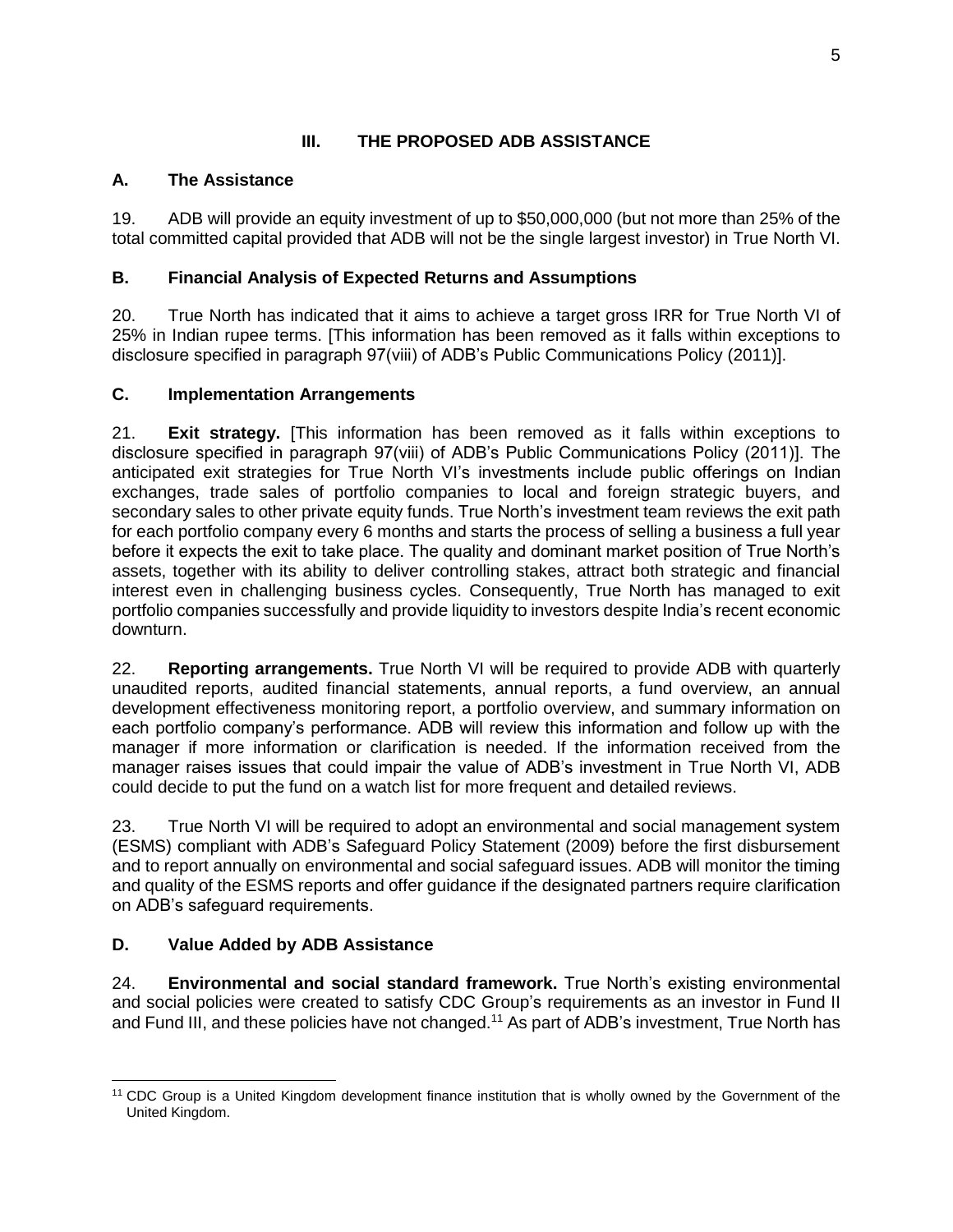# III. THE PROPOSED ADB ASSISTANCE

## A. The Assistance

19. ADB will provide an equity investment of up to $50,000,000 (but not more than 25% of the total committed capital provided that ADB will not be the single largest investor) in True North VI.

## B. Financial Analysis of Expected Returns and Assumptions

20. True North has indicated that it aims to achieve a target gross IRR for True North VI of 25% in Indian rupee terms. [This information has been removed as it falls within exceptions to disclosure specified in paragraph 97(viii) of ADB's Public Communications Policy (2011)].

## C. Implementation Arrangements

21. **Exit strategy.** [This information has been removed as it falls within exceptions to disclosure specified in paragraph 97(viii) of ADB's Public Communications Policy (2011)]. The anticipated exit strategies for True North VI's investments include public offerings on Indian exchanges, trade sales of portfolio companies to local and foreign strategic buyers, and secondary sales to other private equity funds. True North's investment team reviews the exit path for each portfolio company every 6 months and starts the process of selling a business a full year before it expects the exit to take place. The quality and dominant market position of True North's assets, together with its ability to deliver controlling stakes, attract both strategic and financial interest even in challenging business cycles. Consequently, True North has managed to exit portfolio companies successfully and provide liquidity to investors despite India's recent economic downturn.

22. **Reporting arrangements.** True North VI will be required to provide ADB with quarterly unaudited reports, audited financial statements, annual reports, a fund overview, an annual development effectiveness monitoring report, a portfolio overview, and summary information on each portfolio company's performance. ADB will review this information and follow up with the manager if more information or clarification is needed. If the information received from the manager raises issues that could impair the value of ADB's investment in True North VI, ADB could decide to put the fund on a watch list for more frequent and detailed reviews.

23. True North VI will be required to adopt an environmental and social management system (ESMS) compliant with ADB's Safeguard Policy Statement (2009) before the first disbursement and to report annually on environmental and social safeguard issues. ADB will monitor the timing and quality of the ESMS reports and offer guidance if the designated partners require clarification on ADB's safeguard requirements.

## D. Value Added by ADB Assistance

24. **Environmental and social standard framework.** True North's existing environmental and social policies were created to satisfy CDC Group's requirements as an investor in Fund II and Fund III, and these policies have not changed.[11] As part of ADB's investment, True North has

[11] CDC Group is a United Kingdom development finance institution that is wholly owned by the Government of the United Kingdom.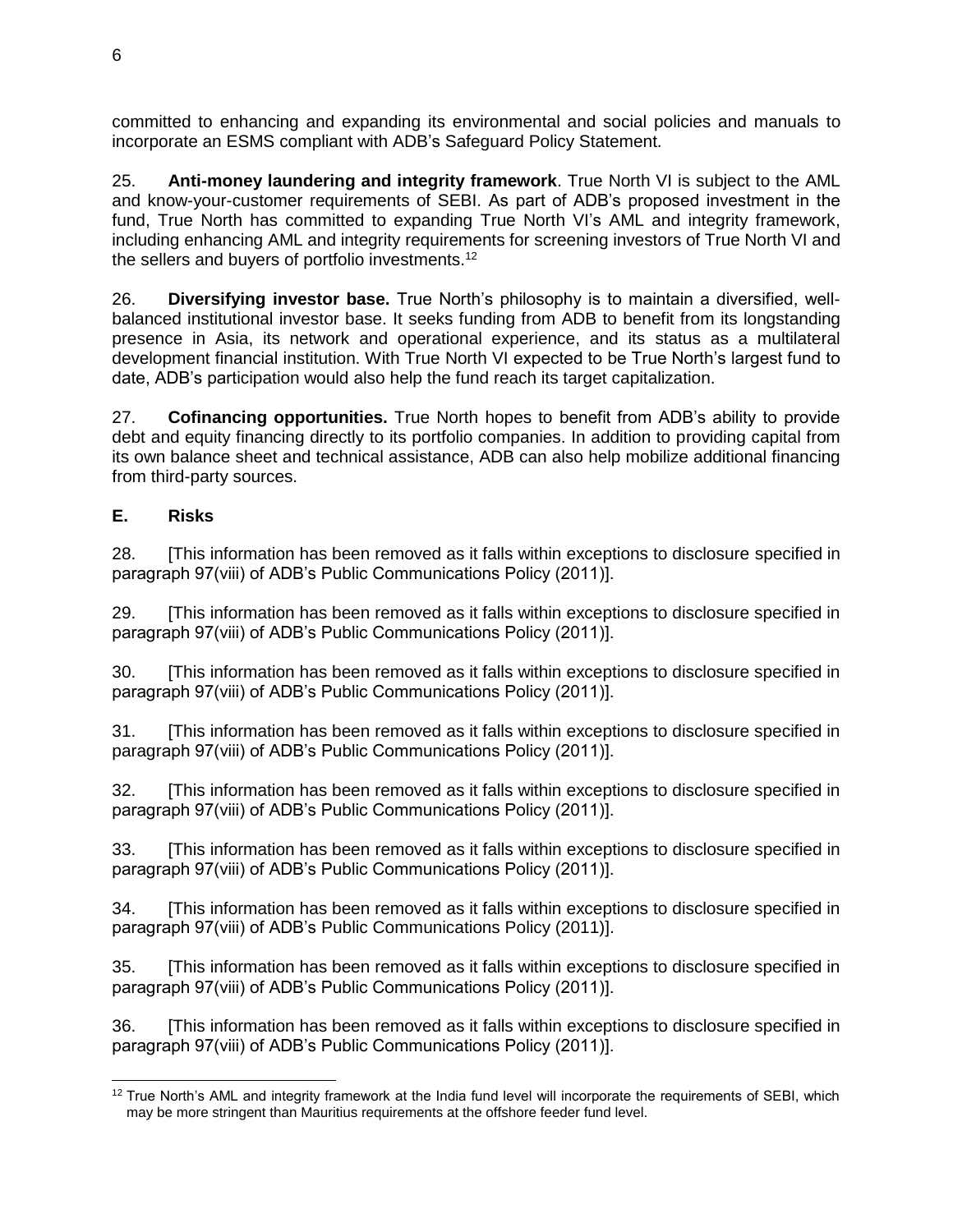committed to enhancing and expanding its environmental and social policies and manuals to incorporate an ESMS compliant with ADB's Safeguard Policy Statement.

25. **Anti-money laundering and integrity framework**. True North VI is subject to the AML and know-your-customer requirements of SEBI. As part of ADB's proposed investment in the fund, True North has committed to expanding True North VI's AML and integrity framework, including enhancing AML and integrity requirements for screening investors of True North VI and the sellers and buyers of portfolio investments.[12]

26. **Diversifying investor base.** True North's philosophy is to maintain a diversified, well-balanced institutional investor base. It seeks funding from ADB to benefit from its longstanding presence in Asia, its network and operational experience, and its status as a multilateral development financial institution. With True North VI expected to be True North's largest fund to date, ADB's participation would also help the fund reach its target capitalization.

27. **Cofinancing opportunities.** True North hopes to benefit from ADB's ability to provide debt and equity financing directly to its portfolio companies. In addition to providing capital from its own balance sheet and technical assistance, ADB can also help mobilize additional financing from third-party sources.

## E. Risks

28. [This information has been removed as it falls within exceptions to disclosure specified in paragraph 97(viii) of ADB's Public Communications Policy (2011)].

29. [This information has been removed as it falls within exceptions to disclosure specified in paragraph 97(viii) of ADB's Public Communications Policy (2011)].

30. [This information has been removed as it falls within exceptions to disclosure specified in paragraph 97(viii) of ADB's Public Communications Policy (2011)].

31. [This information has been removed as it falls within exceptions to disclosure specified in paragraph 97(viii) of ADB's Public Communications Policy (2011)].

32. [This information has been removed as it falls within exceptions to disclosure specified in paragraph 97(viii) of ADB's Public Communications Policy (2011)].

33. [This information has been removed as it falls within exceptions to disclosure specified in paragraph 97(viii) of ADB's Public Communications Policy (2011)].

34. [This information has been removed as it falls within exceptions to disclosure specified in paragraph 97(viii) of ADB's Public Communications Policy (2011)].

35. [This information has been removed as it falls within exceptions to disclosure specified in paragraph 97(viii) of ADB's Public Communications Policy (2011)].

36. [This information has been removed as it falls within exceptions to disclosure specified in paragraph 97(viii) of ADB's Public Communications Policy (2011)].

---

[12] True North's AML and integrity framework at the India fund level will incorporate the requirements of SEBI, which may be more stringent than Mauritius requirements at the offshore feeder fund level.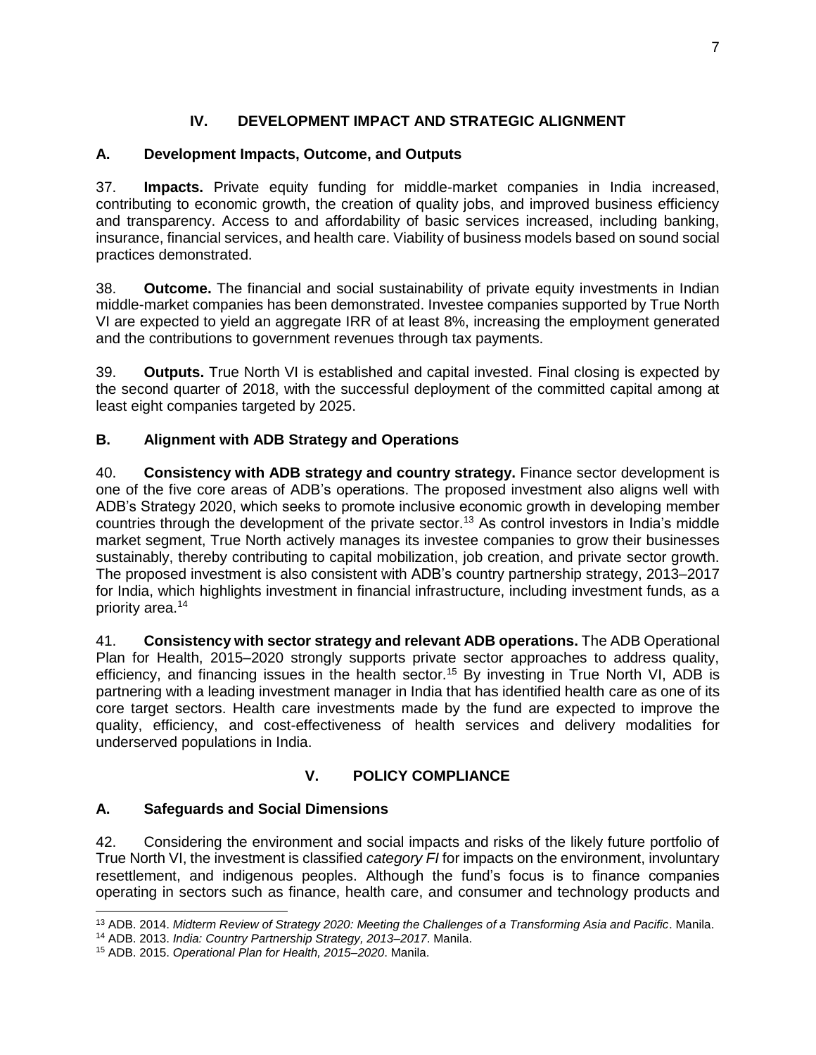# IV. DEVELOPMENT IMPACT AND STRATEGIC ALIGNMENT

## A. Development Impacts, Outcome, and Outputs

37. **Impacts.** Private equity funding for middle-market companies in India increased, contributing to economic growth, the creation of quality jobs, and improved business efficiency and transparency. Access to and affordability of basic services increased, including banking, insurance, financial services, and health care. Viability of business models based on sound social practices demonstrated.

38. **Outcome.** The financial and social sustainability of private equity investments in Indian middle-market companies has been demonstrated. Investee companies supported by True North VI are expected to yield an aggregate IRR of at least 8%, increasing the employment generated and the contributions to government revenues through tax payments.

39. **Outputs.** True North VI is established and capital invested. Final closing is expected by the second quarter of 2018, with the successful deployment of the committed capital among at least eight companies targeted by 2025.

## B. Alignment with ADB Strategy and Operations

40. **Consistency with ADB strategy and country strategy.** Finance sector development is one of the five core areas of ADB's operations. The proposed investment also aligns well with ADB's Strategy 2020, which seeks to promote inclusive economic growth in developing member countries through the development of the private sector.[13] As control investors in India's middle market segment, True North actively manages its investee companies to grow their businesses sustainably, thereby contributing to capital mobilization, job creation, and private sector growth. The proposed investment is also consistent with ADB's country partnership strategy, 2013–2017 for India, which highlights investment in financial infrastructure, including investment funds, as a priority area.[14]

41. **Consistency with sector strategy and relevant ADB operations.** The ADB Operational Plan for Health, 2015–2020 strongly supports private sector approaches to address quality, efficiency, and financing issues in the health sector.[15] By investing in True North VI, ADB is partnering with a leading investment manager in India that has identified health care as one of its core target sectors. Health care investments made by the fund are expected to improve the quality, efficiency, and cost-effectiveness of health services and delivery modalities for underserved populations in India.

# V. POLICY COMPLIANCE

## A. Safeguards and Social Dimensions

42. Considering the environment and social impacts and risks of the likely future portfolio of True North VI, the investment is classified *category FI* for impacts on the environment, involuntary resettlement, and indigenous peoples. Although the fund's focus is to finance companies operating in sectors such as finance, health care, and consumer and technology products and

---

[13] ADB. 2014. *Midterm Review of Strategy 2020: Meeting the Challenges of a Transforming Asia and Pacific*. Manila.

[14] ADB. 2013. *India: Country Partnership Strategy, 2013–2017*. Manila.

[15] ADB. 2015. *Operational Plan for Health, 2015–2020*. Manila.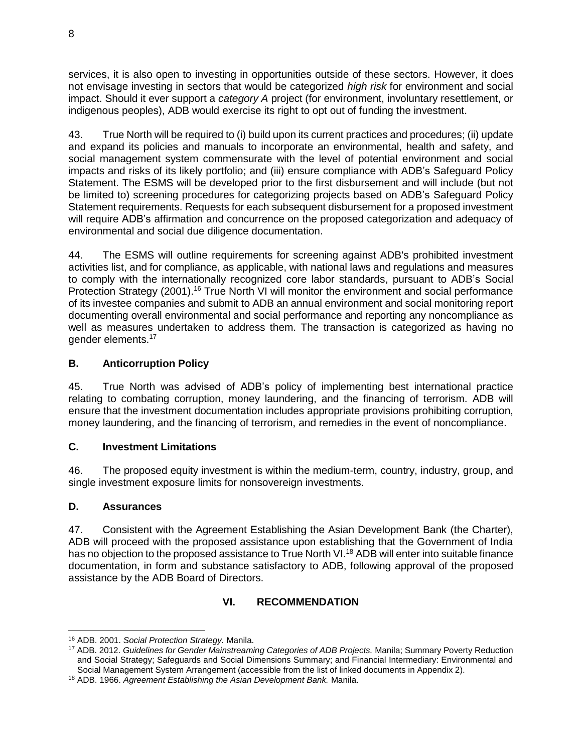services, it is also open to investing in opportunities outside of these sectors. However, it does not envisage investing in sectors that would be categorized *high risk* for environment and social impact. Should it ever support a *category A* project (for environment, involuntary resettlement, or indigenous peoples), ADB would exercise its right to opt out of funding the investment.

43. True North will be required to (i) build upon its current practices and procedures; (ii) update and expand its policies and manuals to incorporate an environmental, health and safety, and social management system commensurate with the level of potential environment and social impacts and risks of its likely portfolio; and (iii) ensure compliance with ADB's Safeguard Policy Statement. The ESMS will be developed prior to the first disbursement and will include (but not be limited to) screening procedures for categorizing projects based on ADB's Safeguard Policy Statement requirements. Requests for each subsequent disbursement for a proposed investment will require ADB's affirmation and concurrence on the proposed categorization and adequacy of environmental and social due diligence documentation.

44. The ESMS will outline requirements for screening against ADB's prohibited investment activities list, and for compliance, as applicable, with national laws and regulations and measures to comply with the internationally recognized core labor standards, pursuant to ADB's Social Protection Strategy (2001).[16] True North VI will monitor the environment and social performance of its investee companies and submit to ADB an annual environment and social monitoring report documenting overall environmental and social performance and reporting any noncompliance as well as measures undertaken to address them. The transaction is categorized as having no gender elements.[17]

## B. Anticorruption Policy

45. True North was advised of ADB's policy of implementing best international practice relating to combating corruption, money laundering, and the financing of terrorism. ADB will ensure that the investment documentation includes appropriate provisions prohibiting corruption, money laundering, and the financing of terrorism, and remedies in the event of noncompliance.

## C. Investment Limitations

46. The proposed equity investment is within the medium-term, country, industry, group, and single investment exposure limits for nonsovereign investments.

## D. Assurances

47. Consistent with the Agreement Establishing the Asian Development Bank (the Charter), ADB will proceed with the proposed assistance upon establishing that the Government of India has no objection to the proposed assistance to True North VI.[18] ADB will enter into suitable finance documentation, in form and substance satisfactory to ADB, following approval of the proposed assistance by the ADB Board of Directors.

# VI. RECOMMENDATION

---

[16] ADB. 2001. *Social Protection Strategy.* Manila.

[17] ADB. 2012. *Guidelines for Gender Mainstreaming Categories of ADB Projects.* Manila; Summary Poverty Reduction and Social Strategy; Safeguards and Social Dimensions Summary; and Financial Intermediary: Environmental and Social Management System Arrangement (accessible from the list of linked documents in Appendix 2).

[18] ADB. 1966. *Agreement Establishing the Asian Development Bank.* Manila.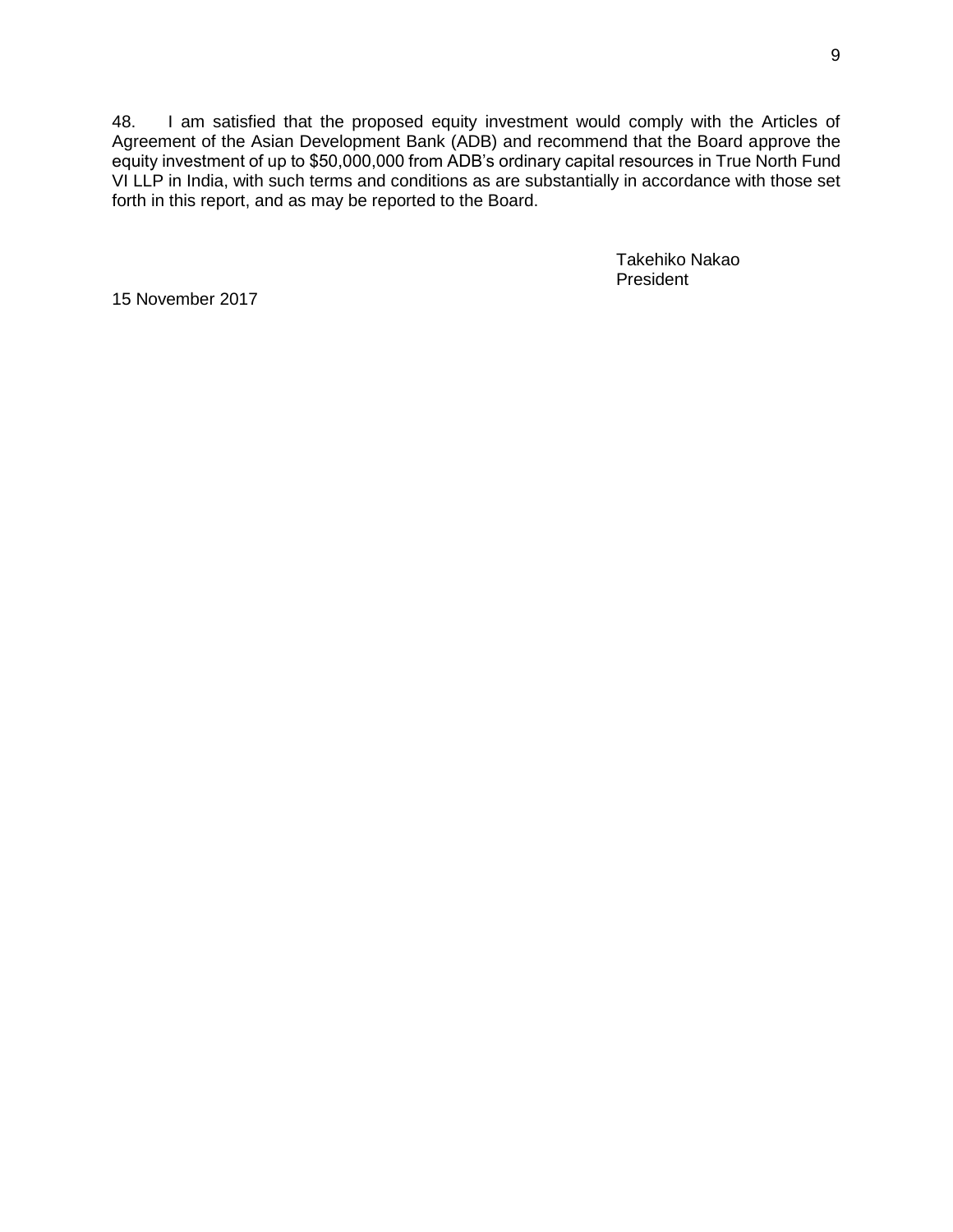48. I am satisfied that the proposed equity investment would comply with the Articles of Agreement of the Asian Development Bank (ADB) and recommend that the Board approve the equity investment of up to $50,000,000 from ADB's ordinary capital resources in True North Fund VI LLP in India, with such terms and conditions as are substantially in accordance with those set forth in this report, and as may be reported to the Board.

Takehiko Nakao
President

15 November 2017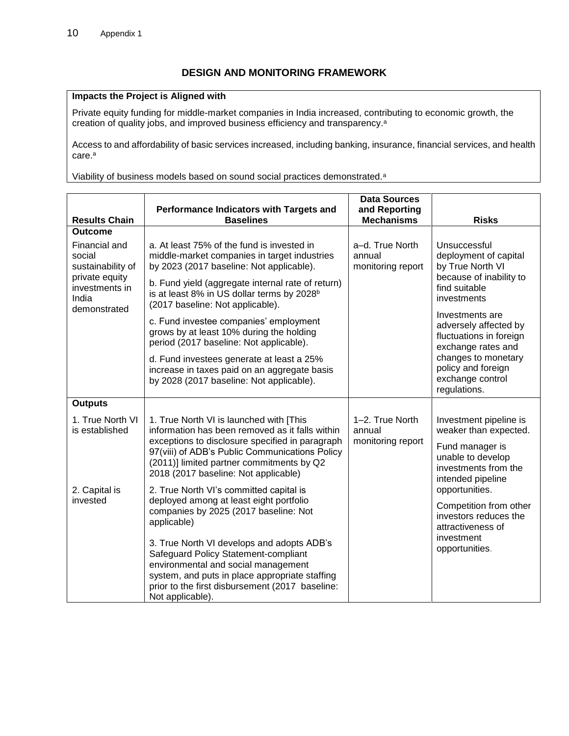## DESIGN AND MONITORING FRAMEWORK

| **Impacts the Project is Aligned with** |
|---|
| Private equity funding for middle-market companies in India increased, contributing to economic growth, the creation of quality jobs, and improved business efficiency and transparency.[a]<br><br>Access to and affordability of basic services increased, including banking, insurance, financial services, and health care.[a]<br><br>Viability of business models based on sound social practices demonstrated.[a] |

| Results Chain | Performance Indicators with Targets and Baselines | Data Sources and Reporting Mechanisms | Risks |
|---|---|---|---|
| **Outcome** | | | |
| Financial and social sustainability of private equity investments in India demonstrated | a. At least 75% of the fund is invested in middle-market companies in target industries by 2023 (2017 baseline: Not applicable).<br><br>b. Fund yield (aggregate internal rate of return) is at least 8% in US dollar terms by 2028[b] (2017 baseline: Not applicable).<br><br>c. Fund investee companies' employment grows by at least 10% during the holding period (2017 baseline: Not applicable).<br><br>d. Fund investees generate at least a 25% increase in taxes paid on an aggregate basis by 2028 (2017 baseline: Not applicable). | a–d. True North annual monitoring report | Unsuccessful deployment of capital by True North VI because of inability to find suitable investments<br><br>Investments are adversely affected by fluctuations in foreign exchange rates and changes to monetary policy and foreign exchange control regulations. |
| **Outputs** | | | |
| 1. True North VI is established<br><br>2. Capital is invested | 1. True North VI is launched with [This information has been removed as it falls within exceptions to disclosure specified in paragraph 97(viii) of ADB's Public Communications Policy (2011)] limited partner commitments by Q2 2018 (2017 baseline: Not applicable)<br><br>2. True North VI's committed capital is deployed among at least eight portfolio companies by 2025 (2017 baseline: Not applicable)<br><br>3. True North VI develops and adopts ADB's Safeguard Policy Statement-compliant environmental and social management system, and puts in place appropriate staffing prior to the first disbursement (2017 baseline: Not applicable). | 1–2. True North annual monitoring report | Investment pipeline is weaker than expected.<br><br>Fund manager is unable to develop investments from the intended pipeline opportunities.<br><br>Competition from other investors reduces the attractiveness of investment opportunities. |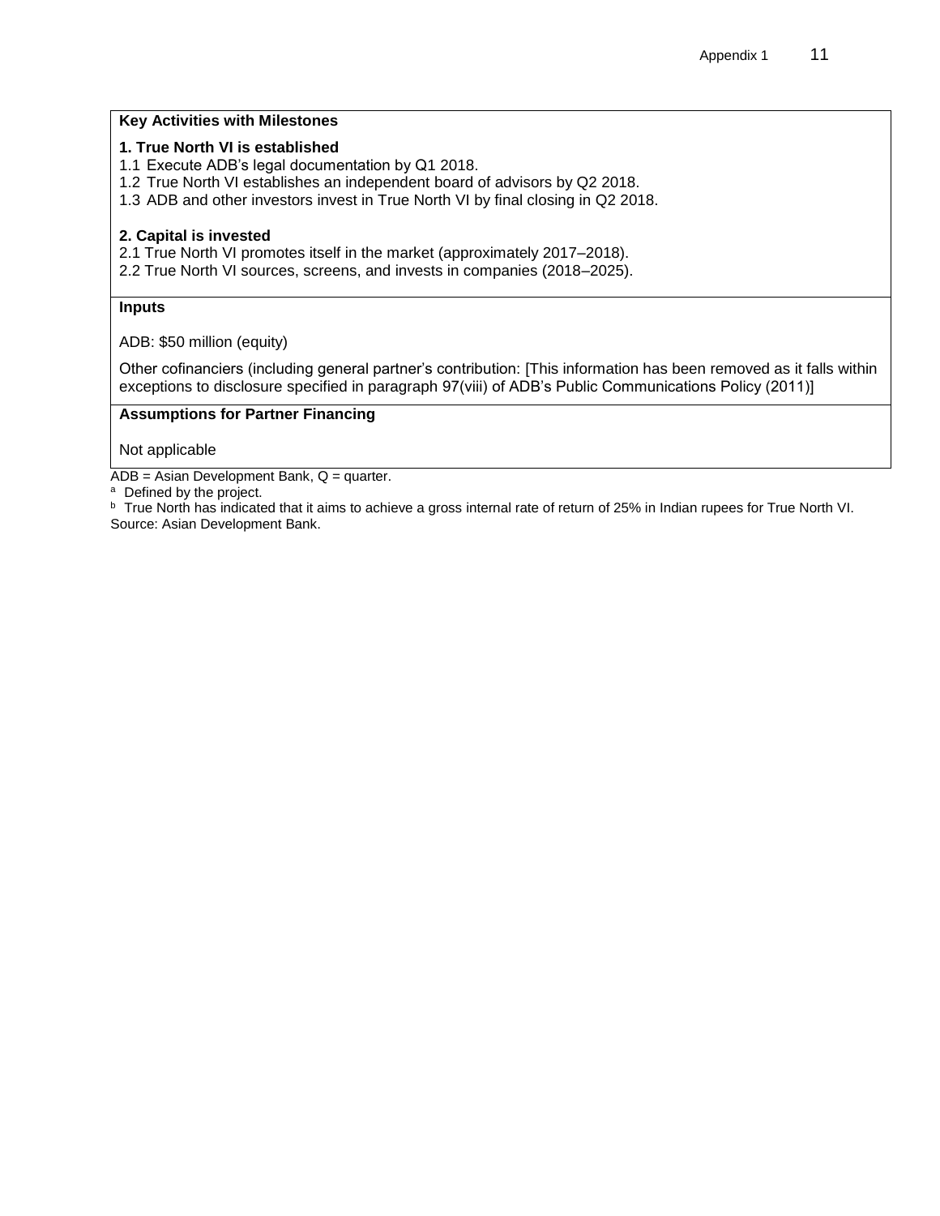**Key Activities with Milestones**

**1. True North VI is established**

1.1 Execute ADB's legal documentation by Q1 2018.
1.2 True North VI establishes an independent board of advisors by Q2 2018.
1.3 ADB and other investors invest in True North VI by final closing in Q2 2018.

**2. Capital is invested**

2.1 True North VI promotes itself in the market (approximately 2017–2018).
2.2 True North VI sources, screens, and invests in companies (2018–2025).

**Inputs**

ADB: $50 million (equity)

Other cofinanciers (including general partner's contribution: [This information has been removed as it falls within exceptions to disclosure specified in paragraph 97(viii) of ADB's Public Communications Policy (2011)]

**Assumptions for Partner Financing**

Not applicable

ADB = Asian Development Bank, Q = quarter.

[a] Defined by the project.

[b] True North has indicated that it aims to achieve a gross internal rate of return of 25% in Indian rupees for True North VI.

Source: Asian Development Bank.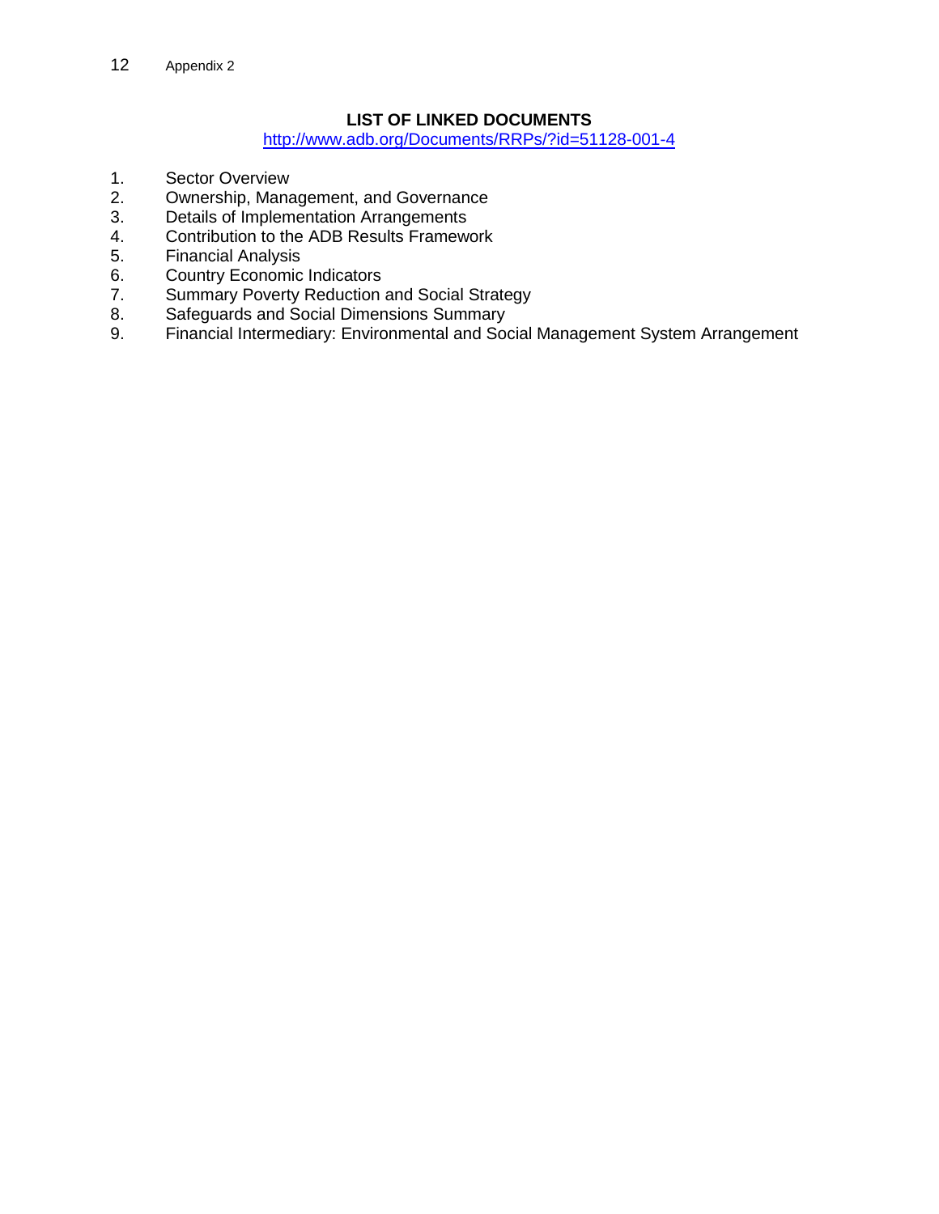## LIST OF LINKED DOCUMENTS

http://www.adb.org/Documents/RRPs/?id=51128-001-4

1. Sector Overview
2. Ownership, Management, and Governance
3. Details of Implementation Arrangements
4. Contribution to the ADB Results Framework
5. Financial Analysis
6. Country Economic Indicators
7. Summary Poverty Reduction and Social Strategy
8. Safeguards and Social Dimensions Summary
9. Financial Intermediary: Environmental and Social Management System Arrangement